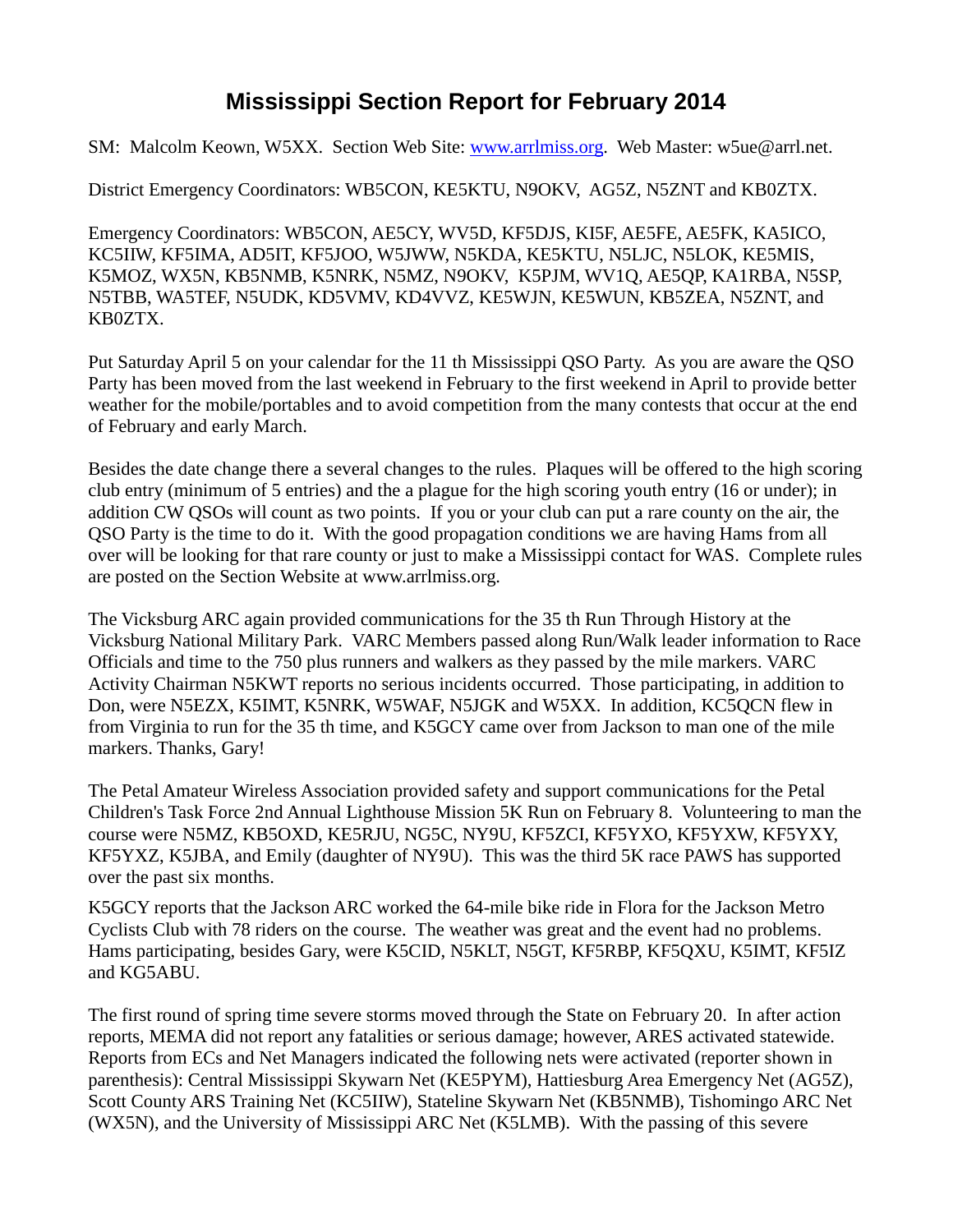# Mississippi Section Report for February 2014

SM: Malcolm Keown, W5XX. Section Web Site: [www.arrlmiss.org](http://www.arrlmiss.org). Web Master: w5ue@arrl.net.

District Emergency Coordinators: WB5CON, KE5KTU, N9OKV, AG5Z, N5ZNT and KB0ZTX.

Emergency Coordinators: WB5CON, AE5CY, WV5D, KF5DJS, KI5F, AE5FE, AE5FK, KA5ICO, KC5IIW, KF5IMA, AD5IT, KF5JOO, W5JWW, N5KDA, KE5KTU, N5LJC, N5LOK, KE5MIS, K5MOZ, WX5N, KB5NMB, K5NRK, N5MZ, N9OKV, K5PJM, WV1Q, AE5QP, KA1RBA, N5SP, N5TBB, WA5TEF, N5UDK, KD5VMV, KD4VVZ, KE5WJN, KE5WUN, KB5ZEA, N5ZNT, and KB0ZTX.

Put Saturday April 5 on your calendar for the 11 th Mississippi QSO Party. As you are aware the QSO Party has been moved from the last weekend in February to the first weekend in April to provide better weather for the mobile/portables and to avoid competition from the many contests that occur at the end of February and early March.

Besides the date change there a several changes to the rules. Plaques will be offered to the high scoring club entry (minimum of 5 entries) and the a plague for the high scoring youth entry (16 or under); in addition CW QSOs will count as two points. If you or your club can put a rare county on the air, the QSO Party is the time to do it. With the good propagation conditions we are having Hams from all over will be looking for that rare county or just to make a Mississippi contact for WAS. Complete rules are posted on the Section Website at www.arrlmiss.org.

The Vicksburg ARC again provided communications for the 35 th Run Through History at the Vicksburg National Military Park. VARC Members passed along Run/Walk leader information to Race Officials and time to the 750 plus runners and walkers as they passed by the mile markers. VARC Activity Chairman N5KWT reports no serious incidents occurred. Those participating, in addition to Don, were N5EZX, K5IMT, K5NRK, W5WAF, N5JGK and W5XX. In addition, KC5QCN flew in from Virginia to run for the 35 th time, and K5GCY came over from Jackson to man one of the mile markers. Thanks, Gary!

The Petal Amateur Wireless Association provided safety and support communications for the Petal Children's Task Force 2nd Annual Lighthouse Mission 5K Run on February 8. Volunteering to man the course were N5MZ, KB5OXD, KE5RJU, NG5C, NY9U, KF5ZCI, KF5YXO, KF5YXW, KF5YXY, KF5YXZ, K5JBA, and Emily (daughter of NY9U). This was the third 5K race PAWS has supported over the past six months.

K5GCY reports that the Jackson ARC worked the 64-mile bike ride in Flora for the Jackson Metro Cyclists Club with 78 riders on the course. The weather was great and the event had no problems. Hams participating, besides Gary, were K5CID, N5KLT, N5GT, KF5RBP, KF5QXU, K5IMT, KF5IZ and KG5ABU.

The first round of spring time severe storms moved through the State on February 20. In after action reports, MEMA did not report any fatalities or serious damage; however, ARES activated statewide. Reports from ECs and Net Managers indicated the following nets were activated (reporter shown in parenthesis): Central Mississippi Skywarn Net (KE5PYM), Hattiesburg Area Emergency Net (AG5Z), Scott County ARS Training Net (KC5IIW), Stateline Skywarn Net (KB5NMB), Tishomingo ARC Net (WX5N), and the University of Mississippi ARC Net (K5LMB). With the passing of this severe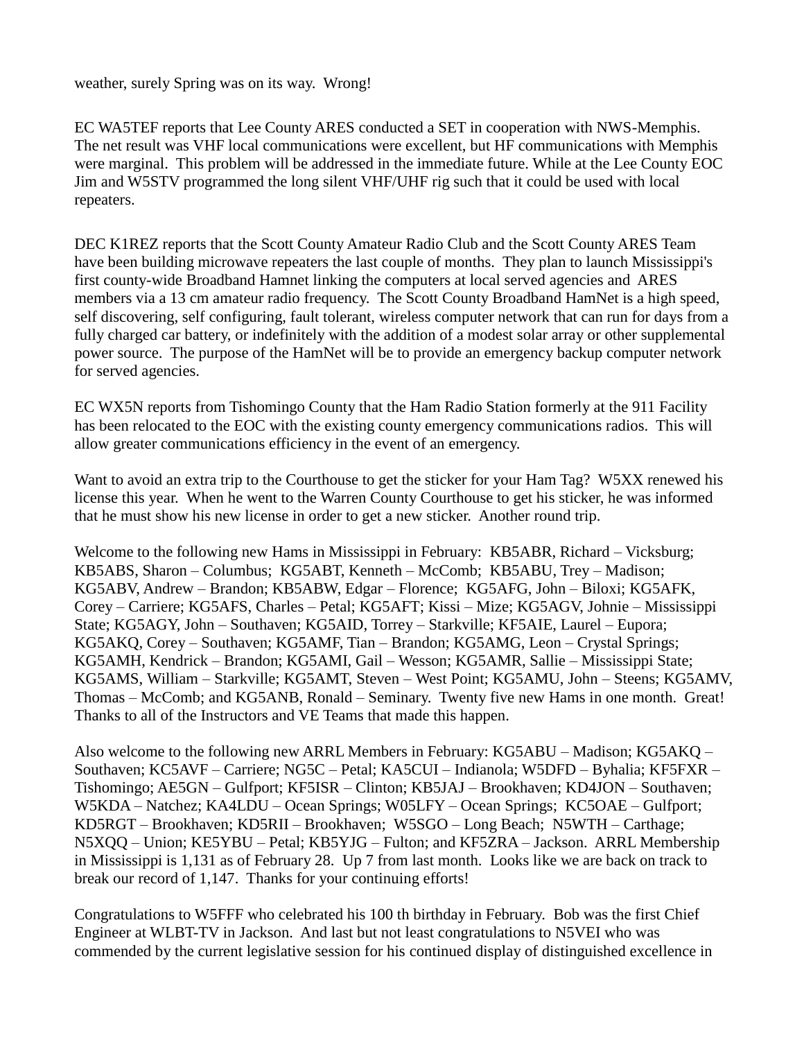weather, surely Spring was on its way.  Wrong!

EC WA5TEF reports that Lee County ARES conducted a SET in cooperation with NWS-Memphis. The net result was VHF local communications were excellent, but HF communications with Memphis were marginal.  This problem will be addressed in the immediate future. While at the Lee County EOC Jim and W5STV programmed the long silent VHF/UHF rig such that it could be used with local repeaters.

DEC K1REZ reports that the Scott County Amateur Radio Club and the Scott County ARES Team have been building microwave repeaters the last couple of months.  They plan to launch Mississippi's first county-wide Broadband Hamnet linking the computers at local served agencies and ARES members via a 13 cm amateur radio frequency.  The Scott County Broadband HamNet is a high speed, self discovering, self configuring, fault tolerant, wireless computer network that can run for days from a fully charged car battery, or indefinitely with the addition of a modest solar array or other supplemental power source.  The purpose of the HamNet will be to provide an emergency backup computer network for served agencies.

EC WX5N reports from Tishomingo County that the Ham Radio Station formerly at the 911 Facility has been relocated to the EOC with the existing county emergency communications radios.  This will allow greater communications efficiency in the event of an emergency.

Want to avoid an extra trip to the Courthouse to get the sticker for your Ham Tag?  W5XX renewed his license this year.  When he went to the Warren County Courthouse to get his sticker, he was informed that he must show his new license in order to get a new sticker.  Another round trip.

Welcome to the following new Hams in Mississippi in February:  KB5ABR, Richard – Vicksburg; KB5ABS, Sharon – Columbus;  KG5ABT, Kenneth – McComb;  KB5ABU, Trey – Madison; KG5ABV, Andrew – Brandon; KB5ABW, Edgar – Florence;  KG5AFG, John – Biloxi; KG5AFK, Corey – Carriere; KG5AFS, Charles – Petal; KG5AFT; Kissi – Mize; KG5AGV, Johnie – Mississippi State; KG5AGY, John – Southaven; KG5AID, Torrey – Starkville; KF5AIE, Laurel – Eupora; KG5AKQ, Corey – Southaven; KG5AMF, Tian – Brandon; KG5AMG, Leon – Crystal Springs; KG5AMH, Kendrick – Brandon; KG5AMI, Gail – Wesson; KG5AMR, Sallie – Mississippi State; KG5AMS, William – Starkville; KG5AMT, Steven – West Point; KG5AMU, John – Steens; KG5AMV, Thomas – McComb; and KG5ANB, Ronald – Seminary.  Twenty five new Hams in one month.  Great! Thanks to all of the Instructors and VE Teams that made this happen.

Also welcome to the following new ARRL Members in February: KG5ABU – Madison; KG5AKQ – Southaven; KC5AVF – Carriere; NG5C – Petal; KA5CUI – Indianola; W5DFD – Byhalia; KF5FXR – Tishomingo; AE5GN – Gulfport; KF5ISR – Clinton; KB5JAJ – Brookhaven; KD4JON – Southaven; W5KDA – Natchez; KA4LDU – Ocean Springs; W05LFY – Ocean Springs;  KC5OAE – Gulfport; KD5RGT – Brookhaven; KD5RII – Brookhaven;  W5SGO – Long Beach;  N5WTH – Carthage; N5XQQ – Union; KE5YBU – Petal; KB5YJG – Fulton; and KF5ZRA – Jackson.  ARRL Membership in Mississippi is 1,131 as of February 28.  Up 7 from last month.  Looks like we are back on track to break our record of 1,147.  Thanks for your continuing efforts!

Congratulations to W5FFF who celebrated his 100 th birthday in February.  Bob was the first Chief Engineer at WLBT-TV in Jackson.  And last but not least congratulations to N5VEI who was commended by the current legislative session for his continued display of distinguished excellence in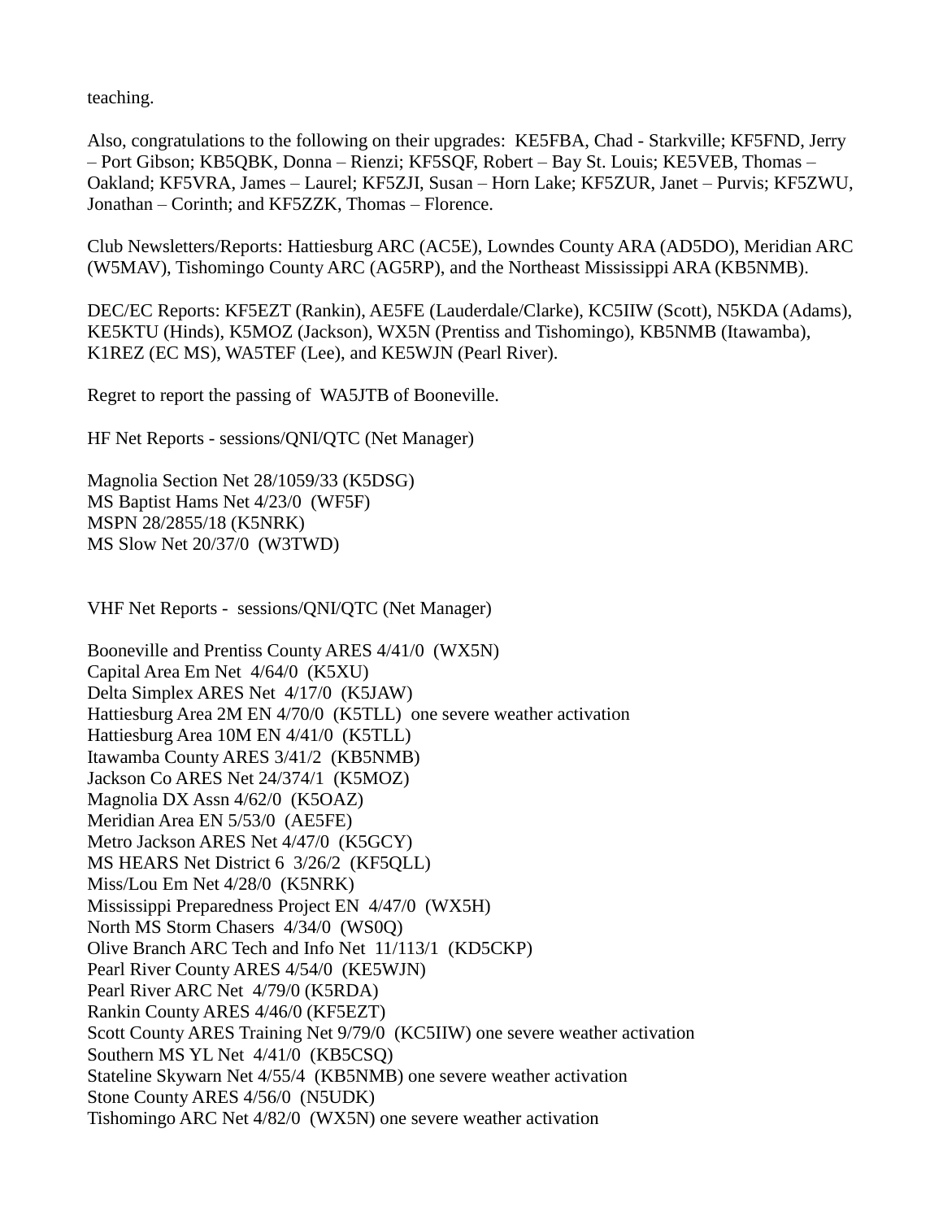teaching.

Also, congratulations to the following on their upgrades: KE5FBA, Chad - Starkville; KF5FND, Jerry – Port Gibson; KB5QBK, Donna – Rienzi; KF5SQF, Robert – Bay St. Louis; KE5VEB, Thomas – Oakland; KF5VRA, James – Laurel; KF5ZJI, Susan – Horn Lake; KF5ZUR, Janet – Purvis; KF5ZWU, Jonathan – Corinth; and KF5ZZK, Thomas – Florence.

Club Newsletters/Reports: Hattiesburg ARC (AC5E), Lowndes County ARA (AD5DO), Meridian ARC (W5MAV), Tishomingo County ARC (AG5RP), and the Northeast Mississippi ARA (KB5NMB).

DEC/EC Reports: KF5EZT (Rankin), AE5FE (Lauderdale/Clarke), KC5IIW (Scott), N5KDA (Adams), KE5KTU (Hinds), K5MOZ (Jackson), WX5N (Prentiss and Tishomingo), KB5NMB (Itawamba), K1REZ (EC MS), WA5TEF (Lee), and KE5WJN (Pearl River).

Regret to report the passing of WA5JTB of Booneville.

HF Net Reports - sessions/QNI/QTC (Net Manager)

Magnolia Section Net 28/1059/33 (K5DSG)
MS Baptist Hams Net 4/23/0 (WF5F)
MSPN 28/2855/18 (K5NRK)
MS Slow Net 20/37/0 (W3TWD)

VHF Net Reports - sessions/QNI/QTC (Net Manager)

Booneville and Prentiss County ARES 4/41/0 (WX5N)
Capital Area Em Net 4/64/0 (K5XU)
Delta Simplex ARES Net 4/17/0 (K5JAW)
Hattiesburg Area 2M EN 4/70/0 (K5TLL) one severe weather activation
Hattiesburg Area 10M EN 4/41/0 (K5TLL)
Itawamba County ARES 3/41/2 (KB5NMB)
Jackson Co ARES Net 24/374/1 (K5MOZ)
Magnolia DX Assn 4/62/0 (K5OAZ)
Meridian Area EN 5/53/0 (AE5FE)
Metro Jackson ARES Net 4/47/0 (K5GCY)
MS HEARS Net District 6 3/26/2 (KF5QLL)
Miss/Lou Em Net 4/28/0 (K5NRK)
Mississippi Preparedness Project EN 4/47/0 (WX5H)
North MS Storm Chasers 4/34/0 (WS0Q)
Olive Branch ARC Tech and Info Net 11/113/1 (KD5CKP)
Pearl River County ARES 4/54/0 (KE5WJN)
Pearl River ARC Net 4/79/0 (K5RDA)
Rankin County ARES 4/46/0 (KF5EZT)
Scott County ARES Training Net 9/79/0 (KC5IIW) one severe weather activation
Southern MS YL Net 4/41/0 (KB5CSQ)
Stateline Skywarn Net 4/55/4 (KB5NMB) one severe weather activation
Stone County ARES 4/56/0 (N5UDK)
Tishomingo ARC Net 4/82/0 (WX5N) one severe weather activation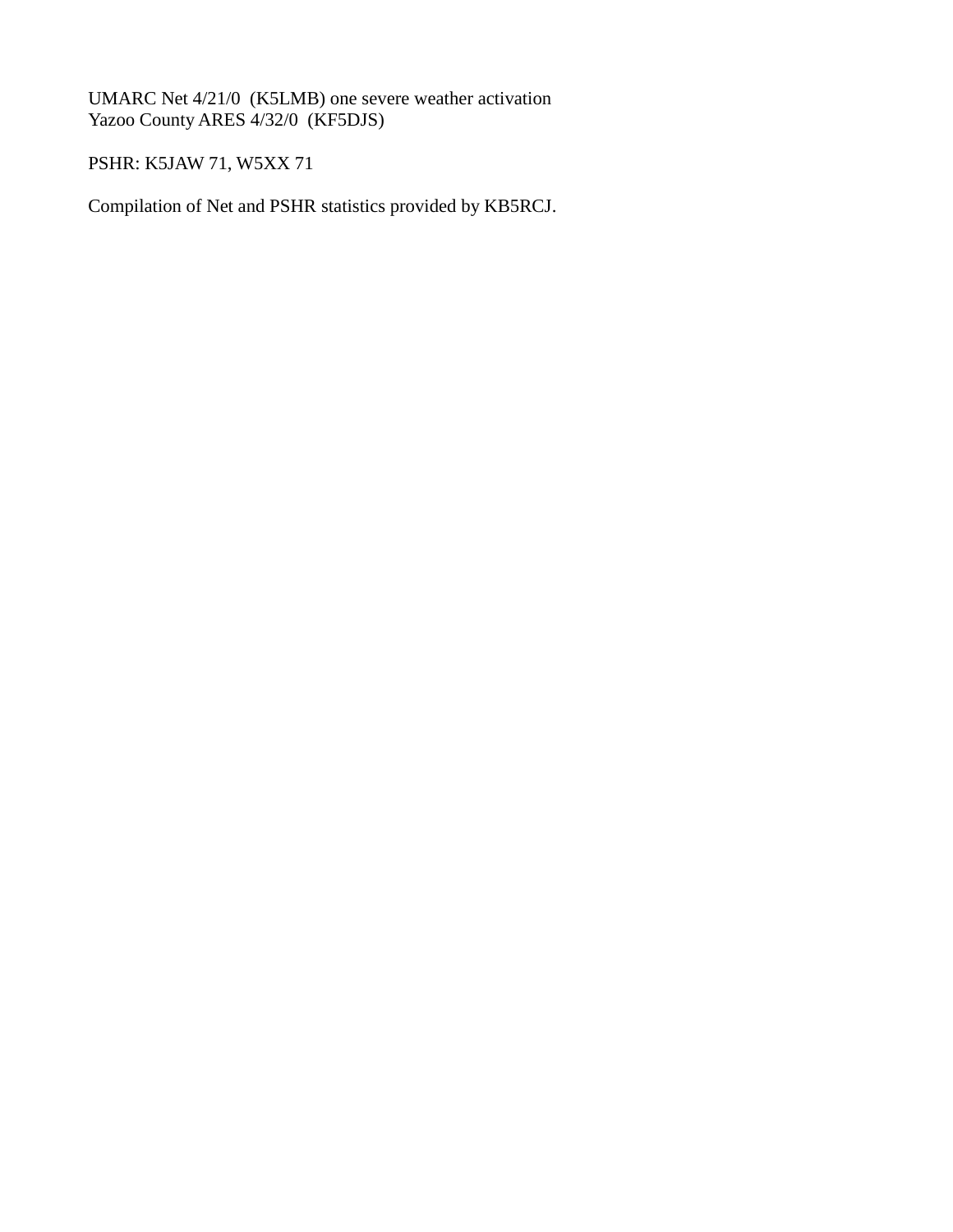UMARC Net 4/21/0 (K5LMB) one severe weather activation
Yazoo County ARES 4/32/0 (KF5DJS)

PSHR: K5JAW 71, W5XX 71

Compilation of Net and PSHR statistics provided by KB5RCJ.